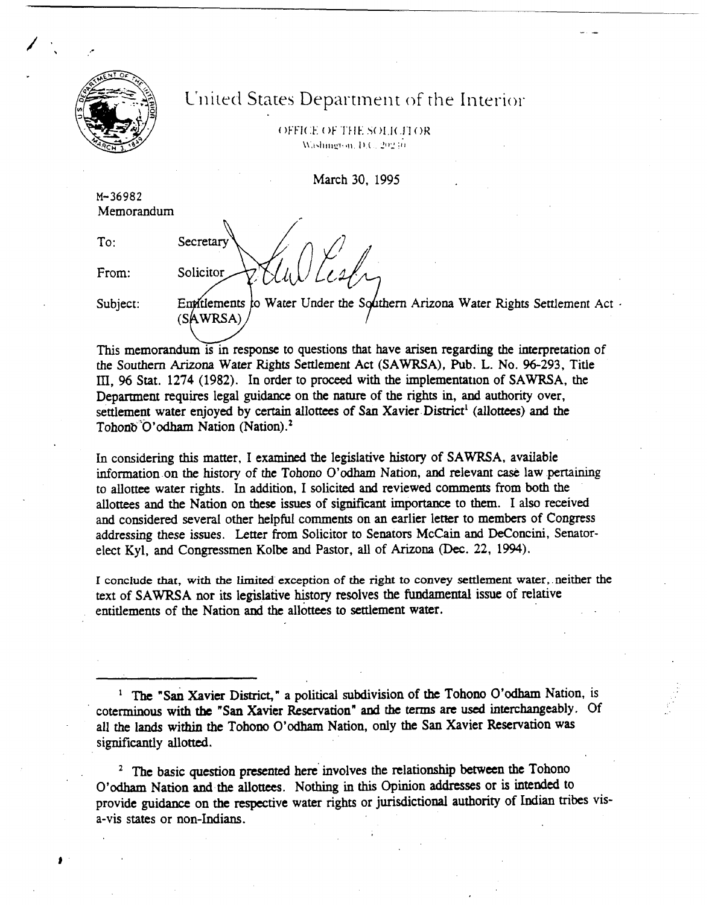# United States Department of the Interior

OFFICE OF THE SOLICITOR
Washington, D.C. 20240

March 30, 1995

M-36982
Memorandum

To: Secretary

From: Solicitor

Subject: Entitlements to Water Under the Southern Arizona Water Rights Settlement Act (SAWRSA)

This memorandum is in response to questions that have arisen regarding the interpretation of the Southern Arizona Water Rights Settlement Act (SAWRSA), Pub. L. No. 96-293, Title III, 96 Stat. 1274 (1982). In order to proceed with the implementation of SAWRSA, the Department requires legal guidance on the nature of the rights in, and authority over, settlement water enjoyed by certain allottees of San Xavier District[1] (allottees) and the Tohono O'odham Nation (Nation).[2]

In considering this matter, I examined the legislative history of SAWRSA, available information on the history of the Tohono O'odham Nation, and relevant case law pertaining to allottee water rights. In addition, I solicited and reviewed comments from both the allottees and the Nation on these issues of significant importance to them. I also received and considered several other helpful comments on an earlier letter to members of Congress addressing these issues. Letter from Solicitor to Senators McCain and DeConcini, Senator-elect Kyl, and Congressmen Kolbe and Pastor, all of Arizona (Dec. 22, 1994).

I conclude that, with the limited exception of the right to convey settlement water, neither the text of SAWRSA nor its legislative history resolves the fundamental issue of relative entitlements of the Nation and the allottees to settlement water.

---

[1] The "San Xavier District," a political subdivision of the Tohono O'odham Nation, is coterminous with the "San Xavier Reservation" and the terms are used interchangeably. Of all the lands within the Tohono O'odham Nation, only the San Xavier Reservation was significantly allotted.

[2] The basic question presented here involves the relationship between the Tohono O'odham Nation and the allottees. Nothing in this Opinion addresses or is intended to provide guidance on the respective water rights or jurisdictional authority of Indian tribes vis-a-vis states or non-Indians.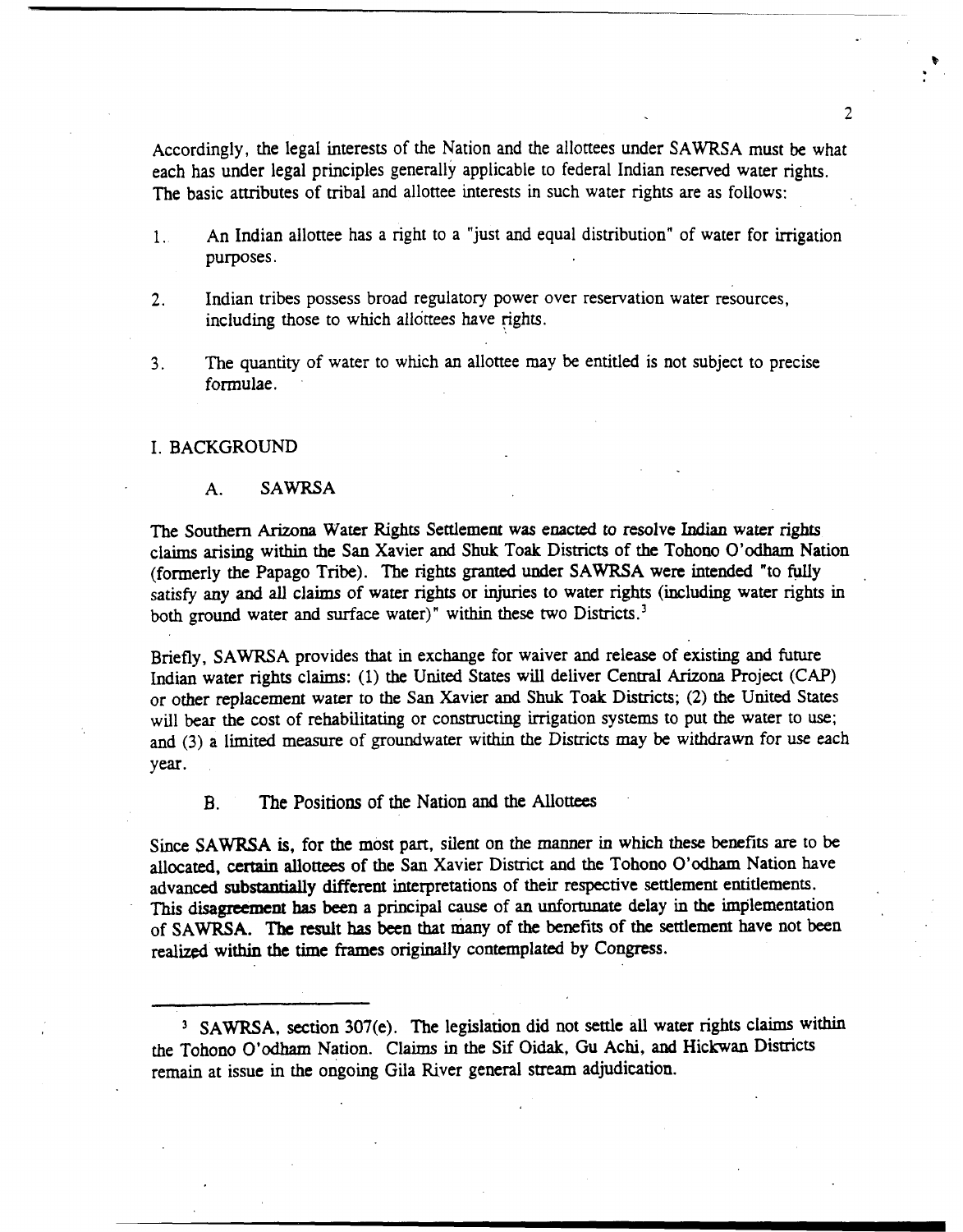Accordingly, the legal interests of the Nation and the allottees under SAWRSA must be what each has under legal principles generally applicable to federal Indian reserved water rights. The basic attributes of tribal and allottee interests in such water rights are as follows:

1. An Indian allottee has a right to a "just and equal distribution" of water for irrigation purposes.

2. Indian tribes possess broad regulatory power over reservation water resources, including those to which allottees have rights.

3. The quantity of water to which an allottee may be entitled is not subject to precise formulae.

## I. BACKGROUND

### A. SAWRSA

The Southern Arizona Water Rights Settlement was enacted to resolve Indian water rights claims arising within the San Xavier and Shuk Toak Districts of the Tohono O'odham Nation (formerly the Papago Tribe). The rights granted under SAWRSA were intended "to fully satisfy any and all claims of water rights or injuries to water rights (including water rights in both ground water and surface water)" within these two Districts.[3]

Briefly, SAWRSA provides that in exchange for waiver and release of existing and future Indian water rights claims: (1) the United States will deliver Central Arizona Project (CAP) or other replacement water to the San Xavier and Shuk Toak Districts; (2) the United States will bear the cost of rehabilitating or constructing irrigation systems to put the water to use; and (3) a limited measure of groundwater within the Districts may be withdrawn for use each year.

### B. The Positions of the Nation and the Allottees

Since SAWRSA is, for the most part, silent on the manner in which these benefits are to be allocated, certain allottees of the San Xavier District and the Tohono O'odham Nation have advanced substantially different interpretations of their respective settlement entitlements. This disagreement has been a principal cause of an unfortunate delay in the implementation of SAWRSA. The result has been that many of the benefits of the settlement have not been realized within the time frames originally contemplated by Congress.

---

[3] SAWRSA, section 307(e). The legislation did not settle all water rights claims within the Tohono O'odham Nation. Claims in the Sif Oidak, Gu Achi, and Hickwan Districts remain at issue in the ongoing Gila River general stream adjudication.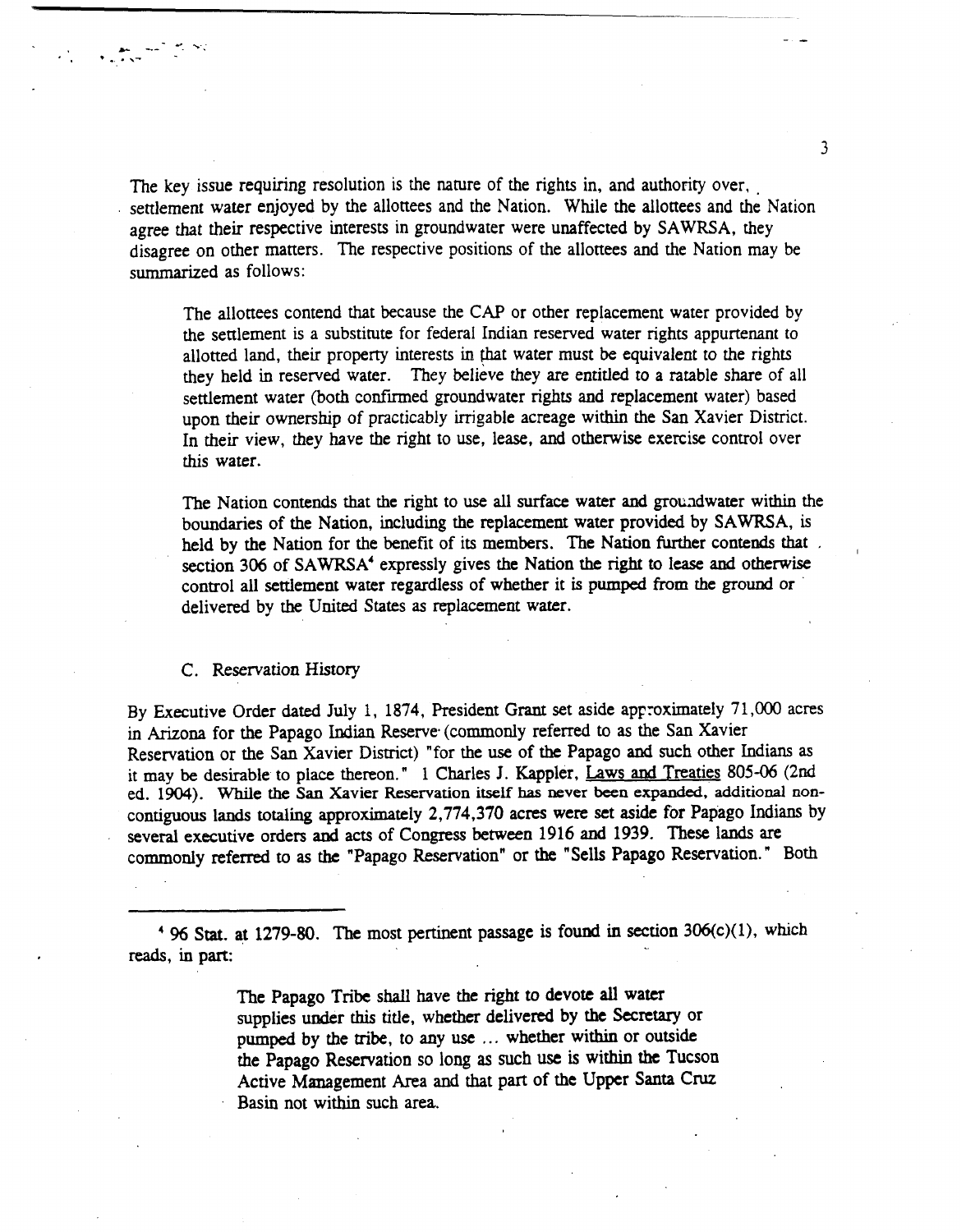The key issue requiring resolution is the nature of the rights in, and authority over, settlement water enjoyed by the allottees and the Nation. While the allottees and the Nation agree that their respective interests in groundwater were unaffected by SAWRSA, they disagree on other matters. The respective positions of the allottees and the Nation may be summarized as follows:

> The allottees contend that because the CAP or other replacement water provided by the settlement is a substitute for federal Indian reserved water rights appurtenant to allotted land, their property interests in that water must be equivalent to the rights they held in reserved water. They believe they are entitled to a ratable share of all settlement water (both confirmed groundwater rights and replacement water) based upon their ownership of practicably irrigable acreage within the San Xavier District. In their view, they have the right to use, lease, and otherwise exercise control over this water.
>
> The Nation contends that the right to use all surface water and groundwater within the boundaries of the Nation, including the replacement water provided by SAWRSA, is held by the Nation for the benefit of its members. The Nation further contends that section 306 of SAWRSA[4] expressly gives the Nation the right to lease and otherwise control all settlement water regardless of whether it is pumped from the ground or delivered by the United States as replacement water.

### C. Reservation History

By Executive Order dated July 1, 1874, President Grant set aside approximately 71,000 acres in Arizona for the Papago Indian Reserve (commonly referred to as the San Xavier Reservation or the San Xavier District) "for the use of the Papago and such other Indians as it may be desirable to place thereon." 1 Charles J. Kappler, Laws and Treaties 805-06 (2nd ed. 1904). While the San Xavier Reservation itself has never been expanded, additional non-contiguous lands totaling approximately 2,774,370 acres were set aside for Papago Indians by several executive orders and acts of Congress between 1916 and 1939. These lands are commonly referred to as the "Papago Reservation" or the "Sells Papago Reservation." Both

---

[4] 96 Stat. at 1279-80. The most pertinent passage is found in section 306(c)(1), which reads, in part:

> The Papago Tribe shall have the right to devote all water supplies under this title, whether delivered by the Secretary or pumped by the tribe, to any use ... whether within or outside the Papago Reservation so long as such use is within the Tucson Active Management Area and that part of the Upper Santa Cruz Basin not within such area.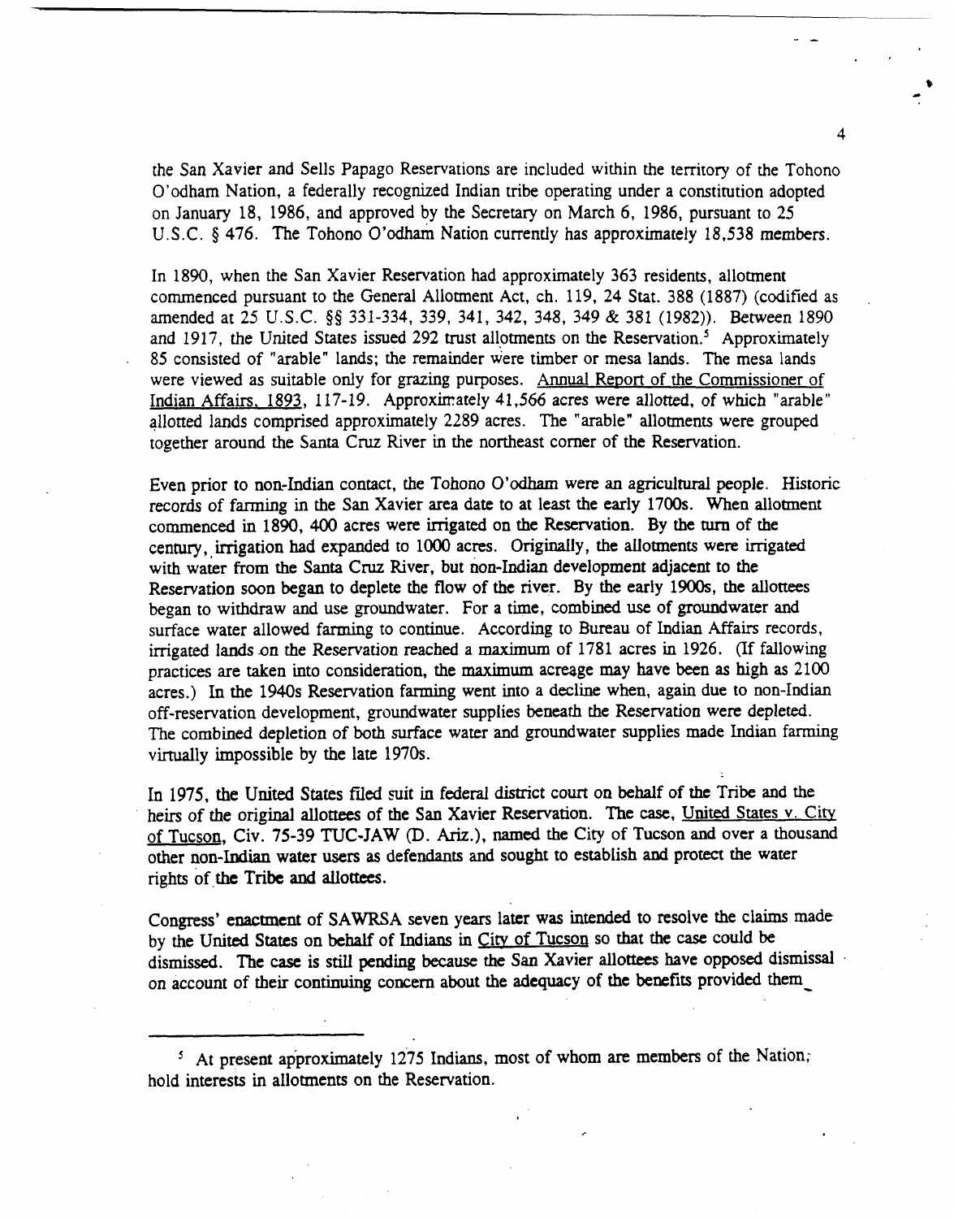the San Xavier and Sells Papago Reservations are included within the territory of the Tohono O'odham Nation, a federally recognized Indian tribe operating under a constitution adopted on January 18, 1986, and approved by the Secretary on March 6, 1986, pursuant to 25 U.S.C. § 476. The Tohono O'odham Nation currently has approximately 18,538 members.

In 1890, when the San Xavier Reservation had approximately 363 residents, allotment commenced pursuant to the General Allotment Act, ch. 119, 24 Stat. 388 (1887) (codified as amended at 25 U.S.C. §§ 331-334, 339, 341, 342, 348, 349 & 381 (1982)). Between 1890 and 1917, the United States issued 292 trust allotments on the Reservation.[5] Approximately 85 consisted of "arable" lands; the remainder were timber or mesa lands. The mesa lands were viewed as suitable only for grazing purposes. Annual Report of the Commissioner of Indian Affairs, 1893, 117-19. Approximately 41,566 acres were allotted, of which "arable" allotted lands comprised approximately 2289 acres. The "arable" allotments were grouped together around the Santa Cruz River in the northeast corner of the Reservation.

Even prior to non-Indian contact, the Tohono O'odham were an agricultural people. Historic records of farming in the San Xavier area date to at least the early 1700s. When allotment commenced in 1890, 400 acres were irrigated on the Reservation. By the turn of the century, irrigation had expanded to 1000 acres. Originally, the allotments were irrigated with water from the Santa Cruz River, but non-Indian development adjacent to the Reservation soon began to deplete the flow of the river. By the early 1900s, the allottees began to withdraw and use groundwater. For a time, combined use of groundwater and surface water allowed farming to continue. According to Bureau of Indian Affairs records, irrigated lands on the Reservation reached a maximum of 1781 acres in 1926. (If fallowing practices are taken into consideration, the maximum acreage may have been as high as 2100 acres.) In the 1940s Reservation farming went into a decline when, again due to non-Indian off-reservation development, groundwater supplies beneath the Reservation were depleted. The combined depletion of both surface water and groundwater supplies made Indian farming virtually impossible by the late 1970s.

In 1975, the United States filed suit in federal district court on behalf of the Tribe and the heirs of the original allottees of the San Xavier Reservation. The case, United States v. City of Tucson, Civ. 75-39 TUC-JAW (D. Ariz.), named the City of Tucson and over a thousand other non-Indian water users as defendants and sought to establish and protect the water rights of the Tribe and allottees.

Congress' enactment of SAWRSA seven years later was intended to resolve the claims made by the United States on behalf of Indians in City of Tucson so that the case could be dismissed. The case is still pending because the San Xavier allottees have opposed dismissal on account of their continuing concern about the adequacy of the benefits provided them

---

[5] At present approximately 1275 Indians, most of whom are members of the Nation, hold interests in allotments on the Reservation.